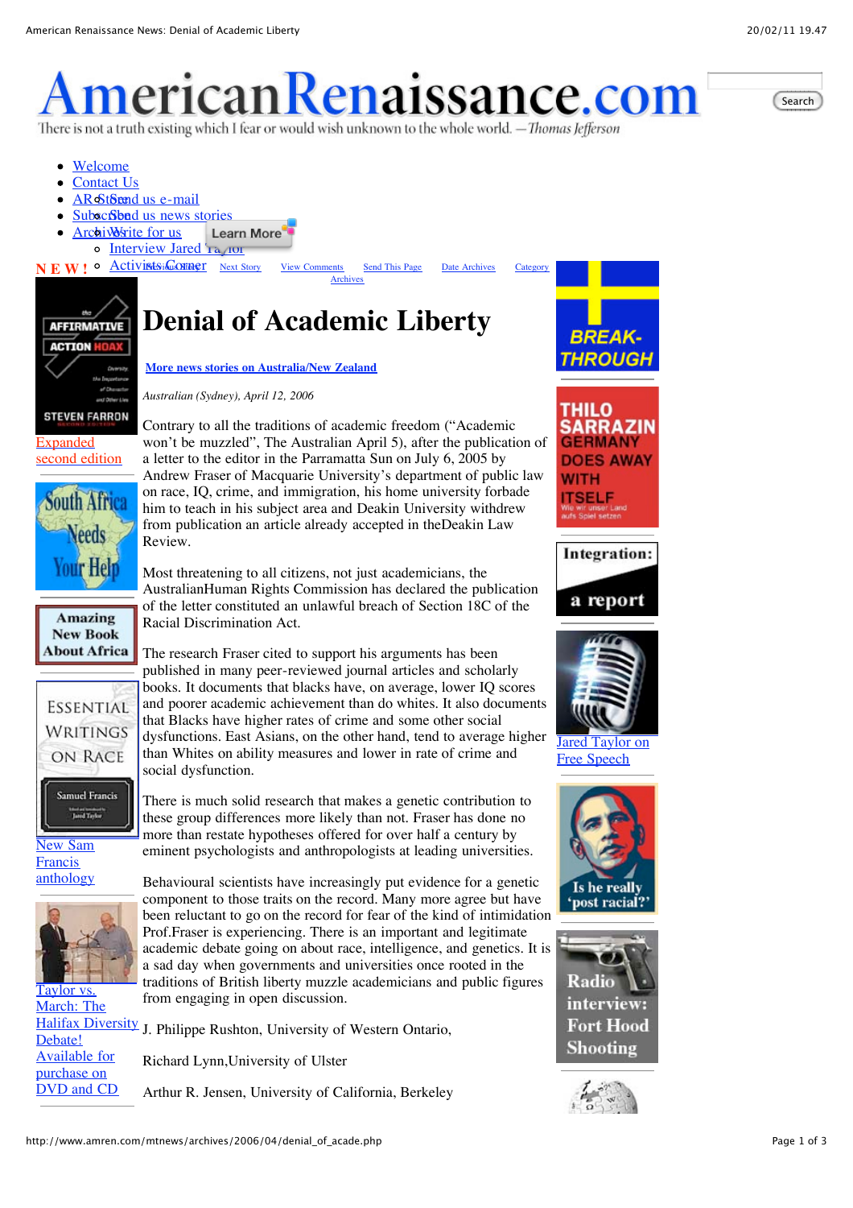# AmericanRenaissance.com

There is not a truth existing which I fear or would wish unknown to the whole world. —Thomas Jefferson

- Welcome
- Contact Us
- AR Store / Send us e-mail
- Subscribe / Send us news stories
- Archives / Write for us
  - Interview Jared Taylor
- NEW! Activists Corner

Next Story | View Comments | Send This Page | Date Archives | Category Archives

# Denial of Academic Liberty

**More news stories on Australia/New Zealand**

*Australian (Sydney), April 12, 2006*

Contrary to all the traditions of academic freedom ("Academic won't be muzzled", The Australian April 5), after the publication of a letter to the editor in the Parramatta Sun on July 6, 2005 by Andrew Fraser of Macquarie University's department of public law on race, IQ, crime, and immigration, his home university forbade him to teach in his subject area and Deakin University withdrew from publication an article already accepted in theDeakin Law Review.

Most threatening to all citizens, not just academicians, the AustralianHuman Rights Commission has declared the publication of the letter constituted an unlawful breach of Section 18C of the Racial Discrimination Act.

The research Fraser cited to support his arguments has been published in many peer-reviewed journal articles and scholarly books. It documents that blacks have, on average, lower IQ scores and poorer academic achievement than do whites. It also documents that Blacks have higher rates of crime and some other social dysfunctions. East Asians, on the other hand, tend to average higher than Whites on ability measures and lower in rate of crime and social dysfunction.

There is much solid research that makes a genetic contribution to these group differences more likely than not. Fraser has done no more than restate hypotheses offered for over half a century by eminent psychologists and anthropologists at leading universities.

Behavioural scientists have increasingly put evidence for a genetic component to those traits on the record. Many more agree but have been reluctant to go on the record for fear of the kind of intimidation Prof.Fraser is experiencing. There is an important and legitimate academic debate going on about race, intelligence, and genetics. It is a sad day when governments and universities once rooted in the traditions of British liberty muzzle academicians and public figures from engaging in open discussion.

J. Philippe Rushton, University of Western Ontario,

Richard Lynn,University of Ulster

Arthur R. Jensen, University of California, Berkeley

Expanded second edition

New Sam Francis anthology

Taylor vs. March: The Halifax Diversity Debate! Available for purchase on DVD and CD

Jared Taylor on Free Speech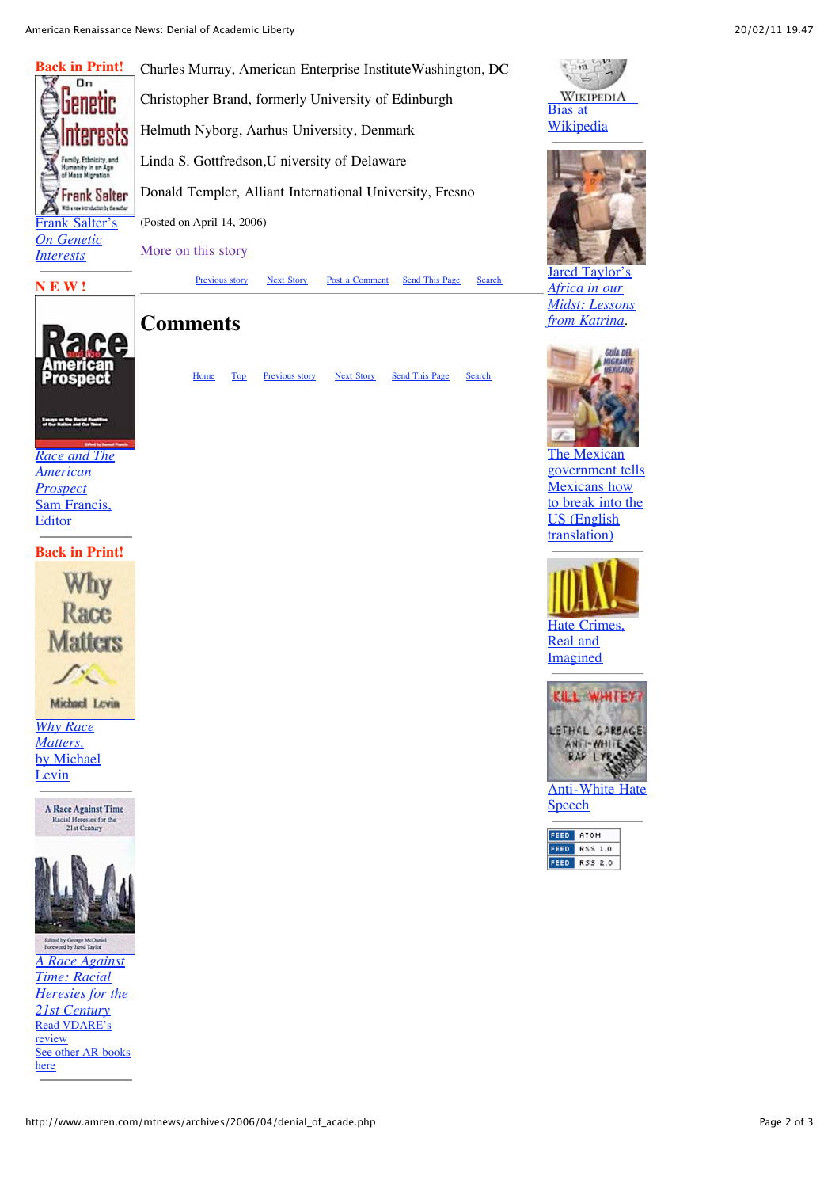Back in Print!

[Frank Salter's *On Genetic Interests*]

NEW!

[*Race and The American Prospect* Sam Francis, Editor]

Back in Print!

[*Why Race Matters*, by Michael Levin]

[*A Race Against Time: Racial Heresies for the 21st Century*]
[Read VDARE's review]
[See other AR books here]

Charles Murray, American Enterprise InstituteWashington, DC

Christopher Brand, formerly University of Edinburgh

Helmuth Nyborg, Aarhus University, Denmark

Linda S. Gottfredson,U niversity of Delaware

Donald Templer, Alliant International University, Fresno

(Posted on April 14, 2006)

More on this story

Previous story | Next Story | Post a Comment | Send This Page | Search

# Comments

Home | Top | Previous story | Next Story | Send This Page | Search

[Bias at Wikipedia]

[Jared Taylor's *Africa in our Midst: Lessons from Katrina*.]

[The Mexican government tells Mexicans how to break into the US (English translation)]

[Hate Crimes, Real and Imagined]

[Anti-White Hate Speech]

FEED ATOM
FEED RSS 1.0
FEED RSS 2.0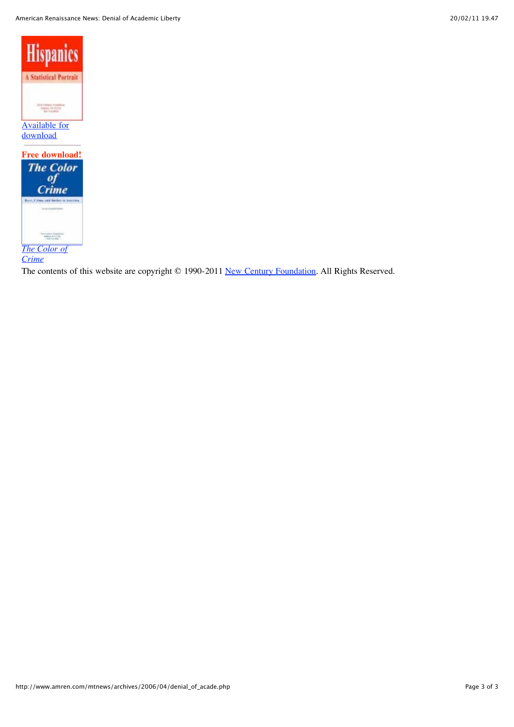Hispanics
A Statistical Portrait

Available for download

**Free download!**

The Color of Crime

*The Color of Crime*

The contents of this website are copyright © 1990-2011 New Century Foundation. All Rights Reserved.